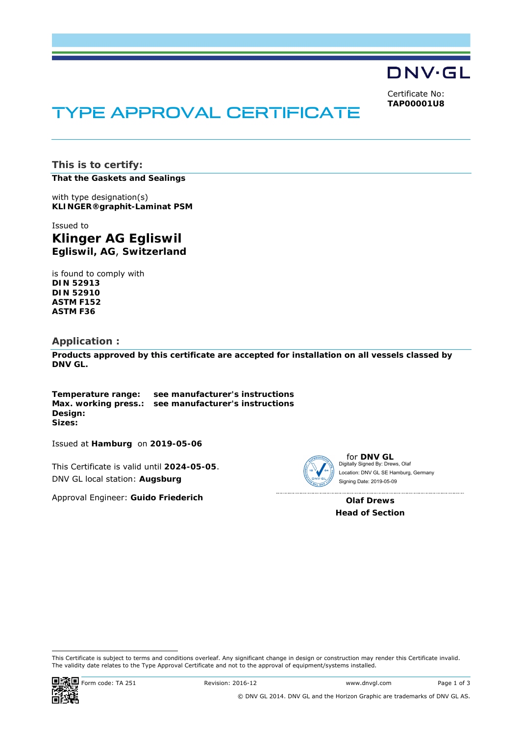DNV·GL

Certificate No:
**TAP00001U8**

# TYPE APPROVAL CERTIFICATE

## This is to certify:

**That the Gaskets and Sealings**

with type designation(s)
**KLINGER®graphit-Laminat PSM**

Issued to
**Klinger AG Egliswil**
**Egliswil, AG, Switzerland**

is found to comply with
**DIN 52913**
**DIN 52910**
**ASTM F152**
**ASTM F36**

## Application :

**Products approved by this certificate are accepted for installation on all vessels classed by DNV GL.**

**Temperature range:** **see manufacturer's instructions**
**Max. working press.:** **see manufacturer's instructions**
**Design:**
**Sizes:**

Issued at **Hamburg** on **2019-05-06**

This Certificate is valid until **2024-05-05**.
DNV GL local station: **Augsburg**

Approval Engineer: **Guido Friederich**

for **DNV GL**
Digitally Signed By: Drews, Olaf
Location: DNV GL SE Hamburg, Germany
Signing Date: 2019-05-09

**Olaf Drews**
**Head of Section**

This Certificate is subject to terms and conditions overleaf. Any significant change in design or construction may render this Certificate invalid. The validity date relates to the Type Approval Certificate and not to the approval of equipment/systems installed.

Form code: TA 251 Revision: 2016-12 www.dnvgl.com

© DNV GL 2014. DNV GL and the Horizon Graphic are trademarks of DNV GL AS.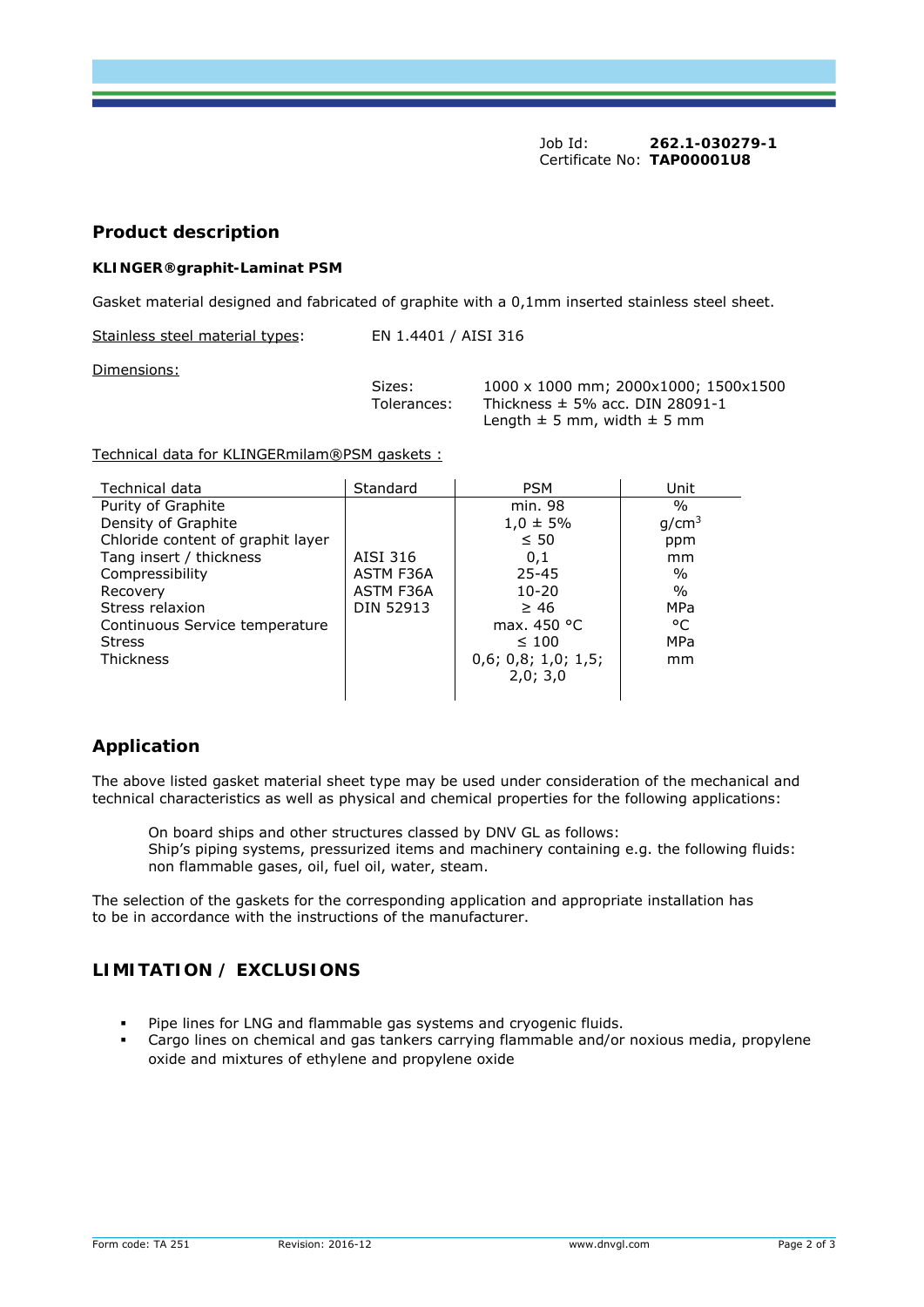Job Id: **262.1-030279-1**
Certificate No: **TAP00001U8**

## Product description

**KLINGER®graphit-Laminat PSM**

Gasket material designed and fabricated of graphite with a 0,1mm inserted stainless steel sheet.

Stainless steel material types: EN 1.4401 / AISI 316

Dimensions:

Sizes: 1000 x 1000 mm; 2000x1000; 1500x1500
Tolerances: Thickness ± 5% acc. DIN 28091-1
Length ± 5 mm, width ± 5 mm

Technical data for KLINGERmilam®PSM gaskets :

| Technical data | Standard | PSM | Unit |
|---|---|---|---|
| Purity of Graphite | | min. 98 | % |
| Density of Graphite | | 1,0 ± 5% | $g/cm^3$ |
| Chloride content of graphit layer | | ≤ 50 | ppm |
| Tang insert / thickness | AISI 316 | 0,1 | mm |
| Compressibility | ASTM F36A | 25-45 | % |
| Recovery | ASTM F36A | 10-20 | % |
| Stress relaxion | DIN 52913 | ≥ 46 | MPa |
| Continuous Service temperature | | max. 450 °C | °C |
| Stress | | ≤ 100 | MPa |
| Thickness | | 0,6; 0,8; 1,0; 1,5; 2,0; 3,0 | mm |

## Application

The above listed gasket material sheet type may be used under consideration of the mechanical and technical characteristics as well as physical and chemical properties for the following applications:

On board ships and other structures classed by DNV GL as follows:
Ship's piping systems, pressurized items and machinery containing e.g. the following fluids: non flammable gases, oil, fuel oil, water, steam.

The selection of the gaskets for the corresponding application and appropriate installation has to be in accordance with the instructions of the manufacturer.

## LIMITATION / EXCLUSIONS

- Pipe lines for LNG and flammable gas systems and cryogenic fluids.
- Cargo lines on chemical and gas tankers carrying flammable and/or noxious media, propylene oxide and mixtures of ethylene and propylene oxide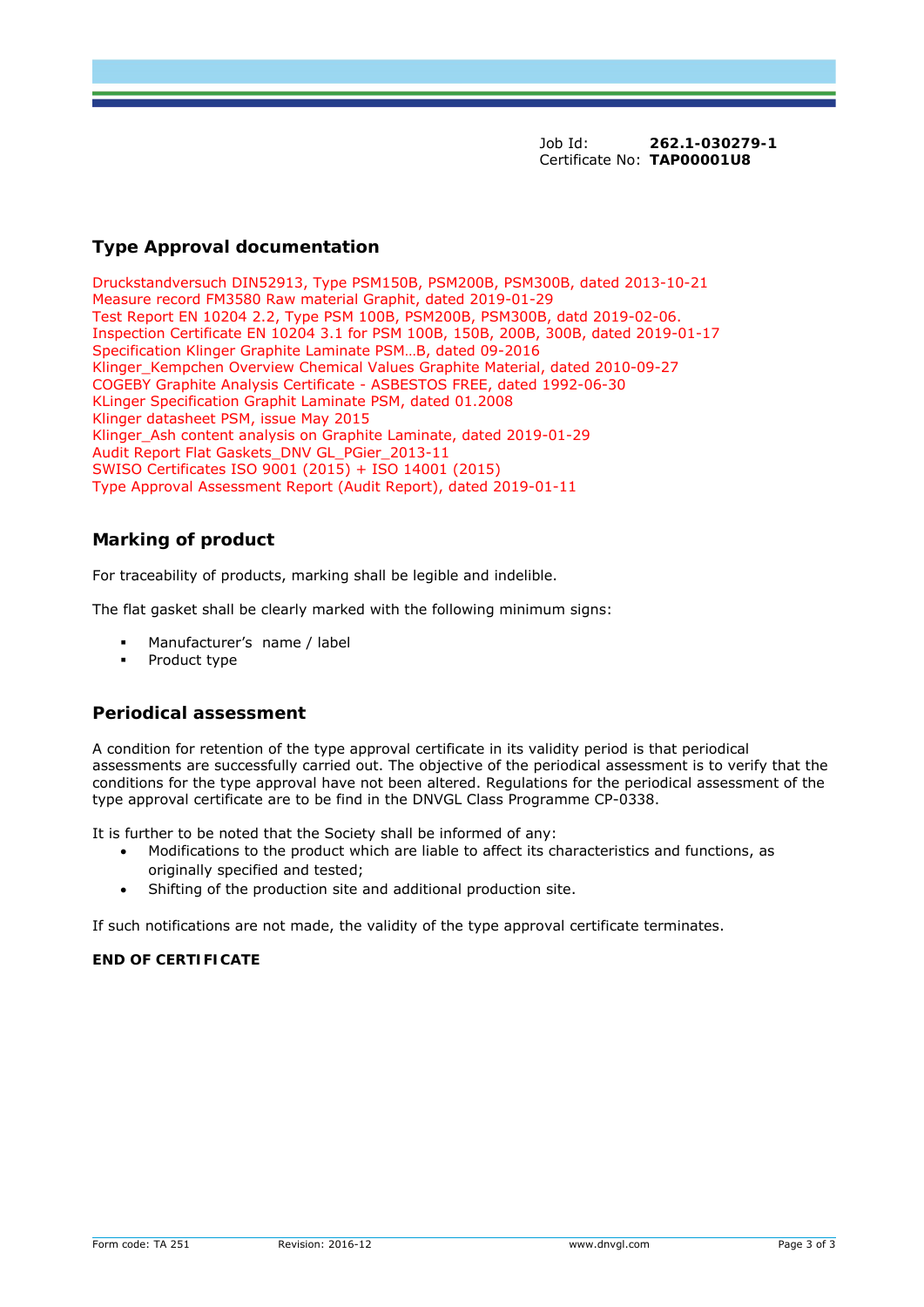Job Id: **262.1-030279-1**
Certificate No: **TAP00001U8**

## Type Approval documentation

Druckstandversuch DIN52913, Type PSM150B, PSM200B, PSM300B, dated 2013-10-21
Measure record FM3580 Raw material Graphit, dated 2019-01-29
Test Report EN 10204 2.2, Type PSM 100B, PSM200B, PSM300B, datd 2019-02-06.
Inspection Certificate EN 10204 3.1 for PSM 100B, 150B, 200B, 300B, dated 2019-01-17
Specification Klinger Graphite Laminate PSM…B, dated 09-2016
Klinger_Kempchen Overview Chemical Values Graphite Material, dated 2010-09-27
COGEBY Graphite Analysis Certificate - ASBESTOS FREE, dated 1992-06-30
KLinger Specification Graphit Laminate PSM, dated 01.2008
Klinger datasheet PSM, issue May 2015
Klinger_Ash content analysis on Graphite Laminate, dated 2019-01-29
Audit Report Flat Gaskets_DNV GL_PGier_2013-11
SWISO Certificates ISO 9001 (2015) + ISO 14001 (2015)
Type Approval Assessment Report (Audit Report), dated 2019-01-11

## Marking of product

For traceability of products, marking shall be legible and indelible.

The flat gasket shall be clearly marked with the following minimum signs:

- Manufacturer's name / label
- Product type

## Periodical assessment

A condition for retention of the type approval certificate in its validity period is that periodical assessments are successfully carried out. The objective of the periodical assessment is to verify that the conditions for the type approval have not been altered. Regulations for the periodical assessment of the type approval certificate are to be find in the DNVGL Class Programme CP-0338.

It is further to be noted that the Society shall be informed of any:

- Modifications to the product which are liable to affect its characteristics and functions, as originally specified and tested;
- Shifting of the production site and additional production site.

If such notifications are not made, the validity of the type approval certificate terminates.

**END OF CERTIFICATE**